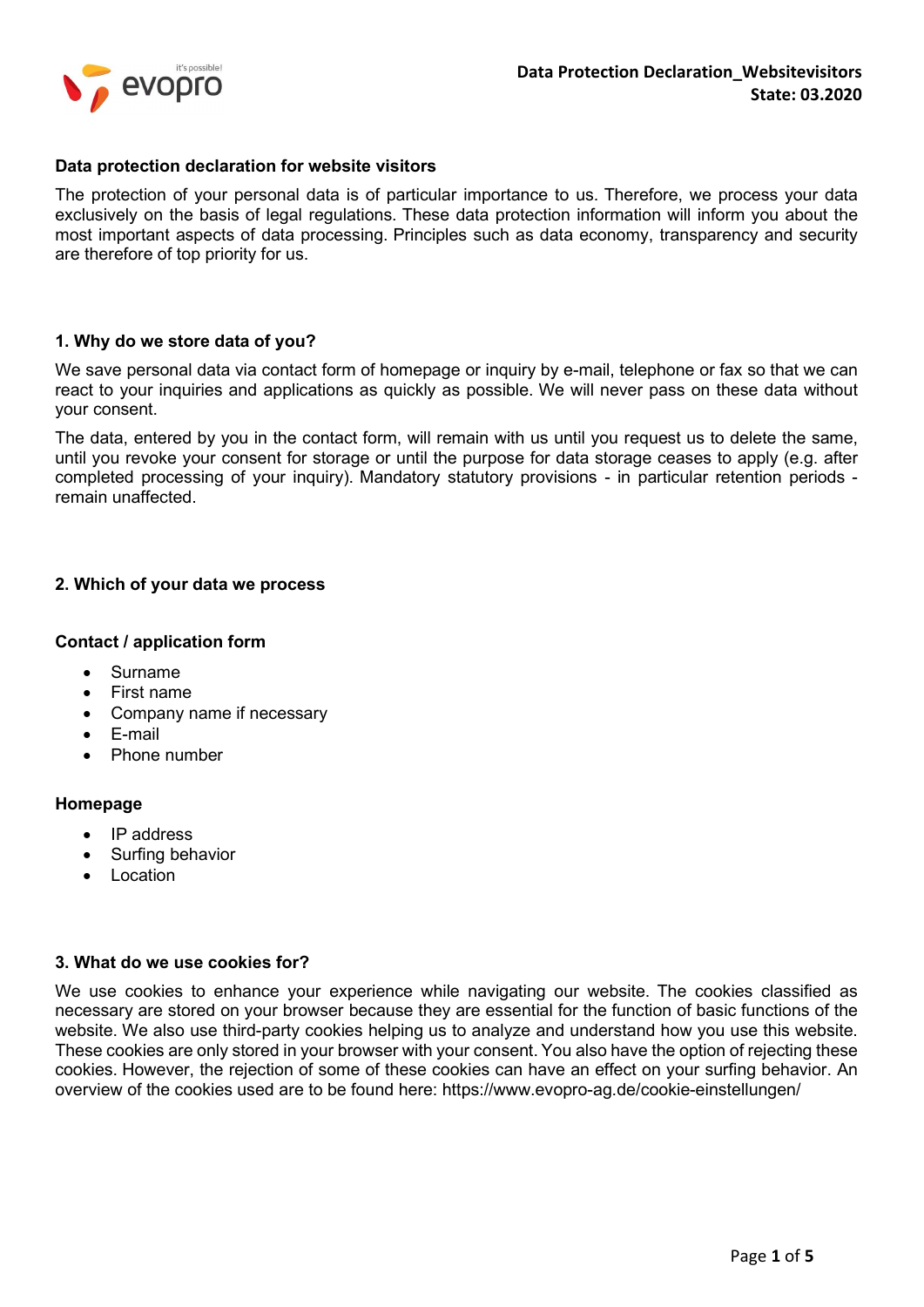# Data protection declaration for website visitors

The protection of your personal data is of particular importance to us. Therefore, we process your data exclusively on the basis of legal regulations. These data protection information will inform you about the most important aspects of data processing. Principles such as data economy, transparency and security are therefore of top priority for us.

## 1. Why do we store data of you?

We save personal data via contact form of homepage or inquiry by e-mail, telephone or fax so that we can react to your inquiries and applications as quickly as possible. We will never pass on these data without your consent.

The data, entered by you in the contact form, will remain with us until you request us to delete the same, until you revoke your consent for storage or until the purpose for data storage ceases to apply (e.g. after completed processing of your inquiry). Mandatory statutory provisions - in particular retention periods - remain unaffected.

## 2. Which of your data we process

### Contact / application form

- Surname
- First name
- Company name if necessary
- E-mail
- Phone number

### Homepage

- IP address
- Surfing behavior
- Location

## 3. What do we use cookies for?

We use cookies to enhance your experience while navigating our website. The cookies classified as necessary are stored on your browser because they are essential for the function of basic functions of the website. We also use third-party cookies helping us to analyze and understand how you use this website. These cookies are only stored in your browser with your consent. You also have the option of rejecting these cookies. However, the rejection of some of these cookies can have an effect on your surfing behavior. An overview of the cookies used are to be found here: https://www.evopro-ag.de/cookie-einstellungen/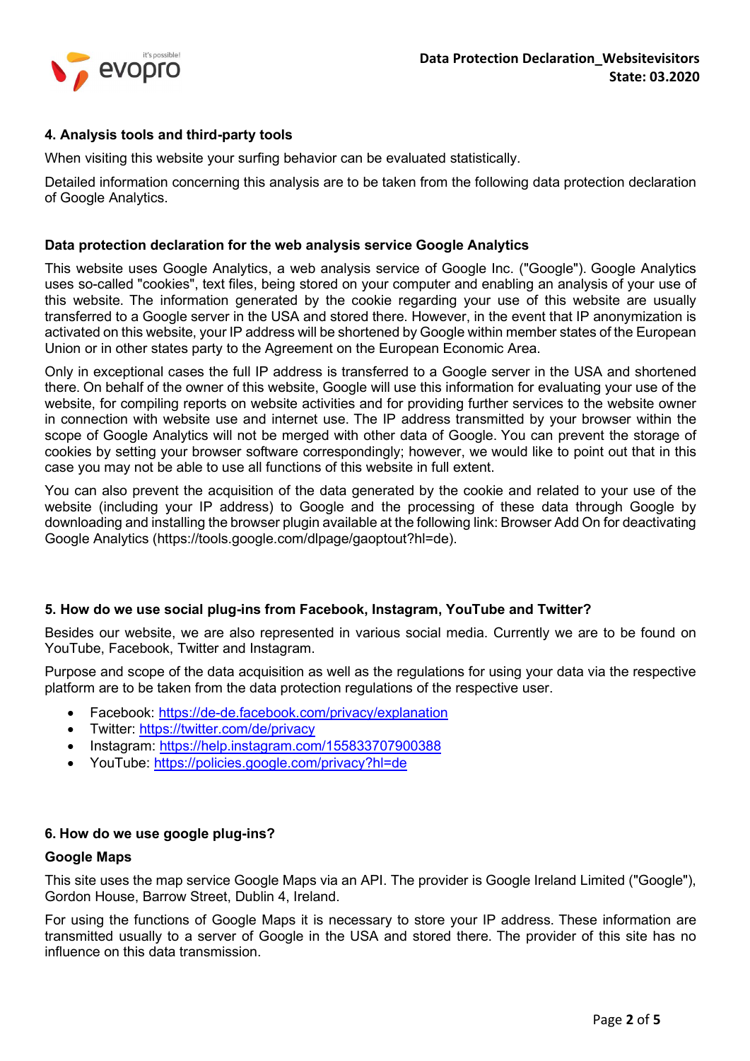## 4. Analysis tools and third-party tools

When visiting this website your surfing behavior can be evaluated statistically.

Detailed information concerning this analysis are to be taken from the following data protection declaration of Google Analytics.

### Data protection declaration for the web analysis service Google Analytics

This website uses Google Analytics, a web analysis service of Google Inc. ("Google"). Google Analytics uses so-called "cookies", text files, being stored on your computer and enabling an analysis of your use of this website. The information generated by the cookie regarding your use of this website are usually transferred to a Google server in the USA and stored there. However, in the event that IP anonymization is activated on this website, your IP address will be shortened by Google within member states of the European Union or in other states party to the Agreement on the European Economic Area.

Only in exceptional cases the full IP address is transferred to a Google server in the USA and shortened there. On behalf of the owner of this website, Google will use this information for evaluating your use of the website, for compiling reports on website activities and for providing further services to the website owner in connection with website use and internet use. The IP address transmitted by your browser within the scope of Google Analytics will not be merged with other data of Google. You can prevent the storage of cookies by setting your browser software correspondingly; however, we would like to point out that in this case you may not be able to use all functions of this website in full extent.

You can also prevent the acquisition of the data generated by the cookie and related to your use of the website (including your IP address) to Google and the processing of these data through Google by downloading and installing the browser plugin available at the following link: Browser Add On for deactivating Google Analytics (https://tools.google.com/dlpage/gaoptout?hl=de).

## 5. How do we use social plug-ins from Facebook, Instagram, YouTube and Twitter?

Besides our website, we are also represented in various social media. Currently we are to be found on YouTube, Facebook, Twitter and Instagram.

Purpose and scope of the data acquisition as well as the regulations for using your data via the respective platform are to be taken from the data protection regulations of the respective user.

- Facebook: https://de-de.facebook.com/privacy/explanation
- Twitter: https://twitter.com/de/privacy
- Instagram: https://help.instagram.com/155833707900388
- YouTube: https://policies.google.com/privacy?hl=de

## 6. How do we use google plug-ins?

### Google Maps

This site uses the map service Google Maps via an API. The provider is Google Ireland Limited ("Google"), Gordon House, Barrow Street, Dublin 4, Ireland.

For using the functions of Google Maps it is necessary to store your IP address. These information are transmitted usually to a server of Google in the USA and stored there. The provider of this site has no influence on this data transmission.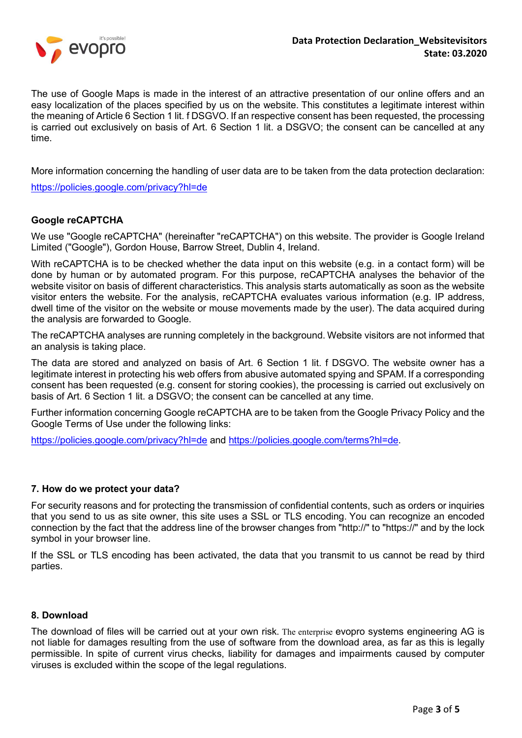The use of Google Maps is made in the interest of an attractive presentation of our online offers and an easy localization of the places specified by us on the website. This constitutes a legitimate interest within the meaning of Article 6 Section 1 lit. f DSGVO. If an respective consent has been requested, the processing is carried out exclusively on basis of Art. 6 Section 1 lit. a DSGVO; the consent can be cancelled at any time.

More information concerning the handling of user data are to be taken from the data protection declaration:

https://policies.google.com/privacy?hl=de

#### Google reCAPTCHA

We use "Google reCAPTCHA" (hereinafter "reCAPTCHA") on this website. The provider is Google Ireland Limited ("Google"), Gordon House, Barrow Street, Dublin 4, Ireland.

With reCAPTCHA is to be checked whether the data input on this website (e.g. in a contact form) will be done by human or by automated program. For this purpose, reCAPTCHA analyses the behavior of the website visitor on basis of different characteristics. This analysis starts automatically as soon as the website visitor enters the website. For the analysis, reCAPTCHA evaluates various information (e.g. IP address, dwell time of the visitor on the website or mouse movements made by the user). The data acquired during the analysis are forwarded to Google.

The reCAPTCHA analyses are running completely in the background. Website visitors are not informed that an analysis is taking place.

The data are stored and analyzed on basis of Art. 6 Section 1 lit. f DSGVO. The website owner has a legitimate interest in protecting his web offers from abusive automated spying and SPAM. If a corresponding consent has been requested (e.g. consent for storing cookies), the processing is carried out exclusively on basis of Art. 6 Section 1 lit. a DSGVO; the consent can be cancelled at any time.

Further information concerning Google reCAPTCHA are to be taken from the Google Privacy Policy and the Google Terms of Use under the following links:

https://policies.google.com/privacy?hl=de and https://policies.google.com/terms?hl=de.

### 7. How do we protect your data?

For security reasons and for protecting the transmission of confidential contents, such as orders or inquiries that you send to us as site owner, this site uses a SSL or TLS encoding. You can recognize an encoded connection by the fact that the address line of the browser changes from "http://" to "https://" and by the lock symbol in your browser line.

If the SSL or TLS encoding has been activated, the data that you transmit to us cannot be read by third parties.

### 8. Download

The download of files will be carried out at your own risk. The enterprise evopro systems engineering AG is not liable for damages resulting from the use of software from the download area, as far as this is legally permissible. In spite of current virus checks, liability for damages and impairments caused by computer viruses is excluded within the scope of the legal regulations.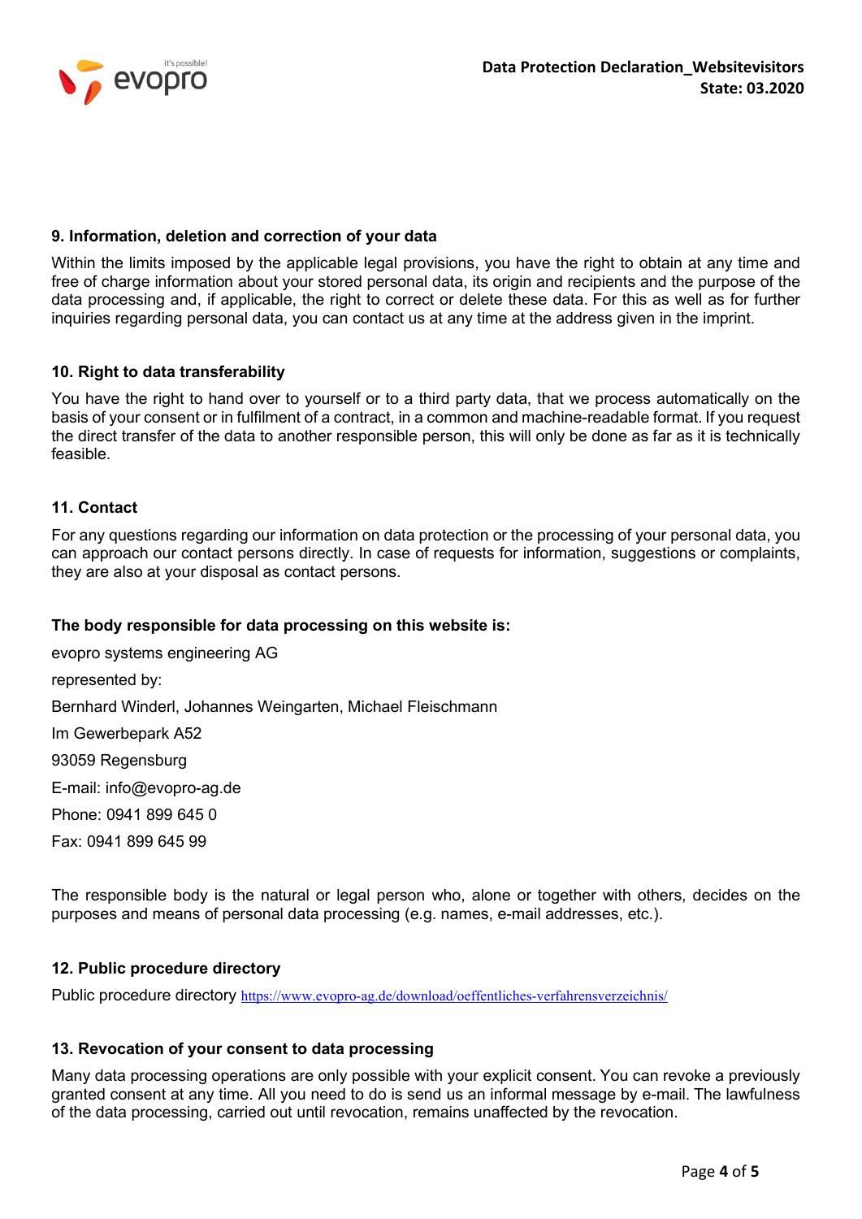### 9. Information, deletion and correction of your data

Within the limits imposed by the applicable legal provisions, you have the right to obtain at any time and free of charge information about your stored personal data, its origin and recipients and the purpose of the data processing and, if applicable, the right to correct or delete these data. For this as well as for further inquiries regarding personal data, you can contact us at any time at the address given in the imprint.

### 10. Right to data transferability

You have the right to hand over to yourself or to a third party data, that we process automatically on the basis of your consent or in fulfilment of a contract, in a common and machine-readable format. If you request the direct transfer of the data to another responsible person, this will only be done as far as it is technically feasible.

### 11. Contact

For any questions regarding our information on data protection or the processing of your personal data, you can approach our contact persons directly. In case of requests for information, suggestions or complaints, they are also at your disposal as contact persons.

**The body responsible for data processing on this website is:**

evopro systems engineering AG

represented by:

Bernhard Winderl, Johannes Weingarten, Michael Fleischmann

Im Gewerbepark A52

93059 Regensburg

E-mail: info@evopro-ag.de

Phone: 0941 899 645 0

Fax: 0941 899 645 99

The responsible body is the natural or legal person who, alone or together with others, decides on the purposes and means of personal data processing (e.g. names, e-mail addresses, etc.).

### 12. Public procedure directory

Public procedure directory https://www.evopro-ag.de/download/oeffentliches-verfahrensverzeichnis/

### 13. Revocation of your consent to data processing

Many data processing operations are only possible with your explicit consent. You can revoke a previously granted consent at any time. All you need to do is send us an informal message by e-mail. The lawfulness of the data processing, carried out until revocation, remains unaffected by the revocation.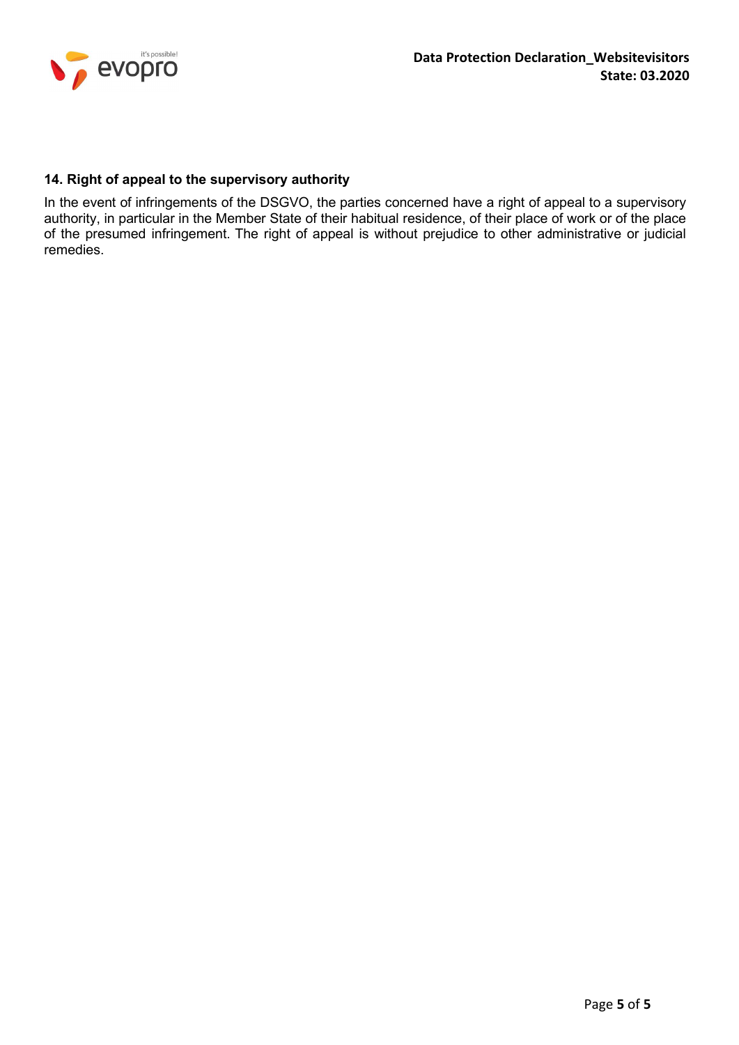## 14. Right of appeal to the supervisory authority

In the event of infringements of the DSGVO, the parties concerned have a right of appeal to a supervisory authority, in particular in the Member State of their habitual residence, of their place of work or of the place of the presumed infringement. The right of appeal is without prejudice to other administrative or judicial remedies.